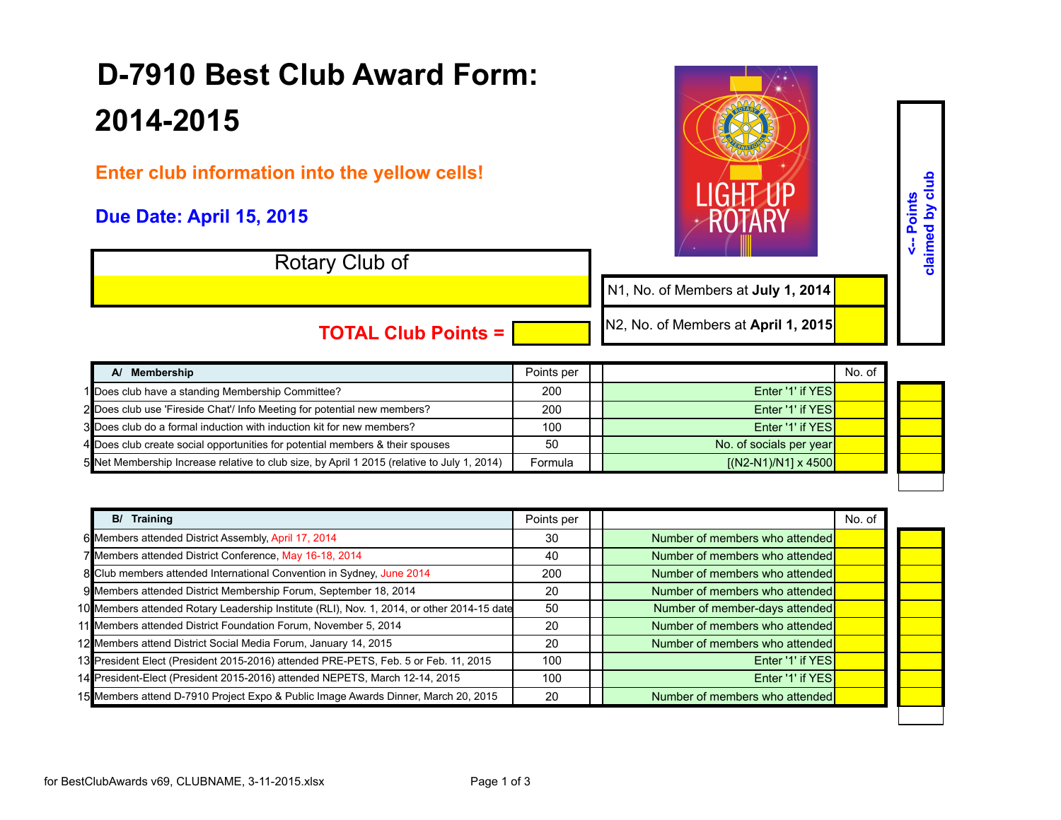# D-7910 Best Club Award Form: 2014-2015

**Enter club information into the yellow cells!**

**Due Date: April 15, 2015**

| Rotary Club of |
|---|
| |

| | |
|---|---|
| N1, No. of Members at **July 1, 2014** | |
| N2, No. of Members at **April 1, 2015** | |

**TOTAL Club Points =**

<-- Points claimed by club

| | A/ Membership | Points per | | No. of | Points claimed by club |
|---|---|---|---|---|---|
| 1 | Does club have a standing Membership Committee? | 200 | Enter '1' if YES | | |
| 2 | Does club use 'Fireside Chat'/ Info Meeting for potential new members? | 200 | Enter '1' if YES | | |
| 3 | Does club do a formal induction with induction kit for new members? | 100 | Enter '1' if YES | | |
| 4 | Does club create social opportunities for potential members & their spouses | 50 | No. of socials per year | | |
| 5 | Net Membership Increase relative to club size, by April 1 2015 (relative to July 1, 2014) | Formula | [(N2-N1)/N1] x 4500 | | |

| | B/ Training | Points per | | No. of | Points claimed by club |
|---|---|---|---|---|---|
| 6 | Members attended District Assembly, April 17, 2014 | 30 | Number of members who attended | | |
| 7 | Members attended District Conference, May 16-18, 2014 | 40 | Number of members who attended | | |
| 8 | Club members attended International Convention in Sydney, June 2014 | 200 | Number of members who attended | | |
| 9 | Members attended District Membership Forum, September 18, 2014 | 20 | Number of members who attended | | |
| 10 | Members attended Rotary Leadership Institute (RLI), Nov. 1, 2014, or other 2014-15 date | 50 | Number of member-days attended | | |
| 11 | Members attended District Foundation Forum, November 5, 2014 | 20 | Number of members who attended | | |
| 12 | Members attend District Social Media Forum, January 14, 2015 | 20 | Number of members who attended | | |
| 13 | President Elect (President 2015-2016) attended PRE-PETS, Feb. 5 or Feb. 11, 2015 | 100 | Enter '1' if YES | | |
| 14 | President-Elect (President 2015-2016) attended NEPETS, March 12-14, 2015 | 100 | Enter '1' if YES | | |
| 15 | Members attend D-7910 Project Expo & Public Image Awards Dinner, March 20, 2015 | 20 | Number of members who attended | | |

for BestClubAwards v69, CLUBNAME, 3-11-2015.xlsx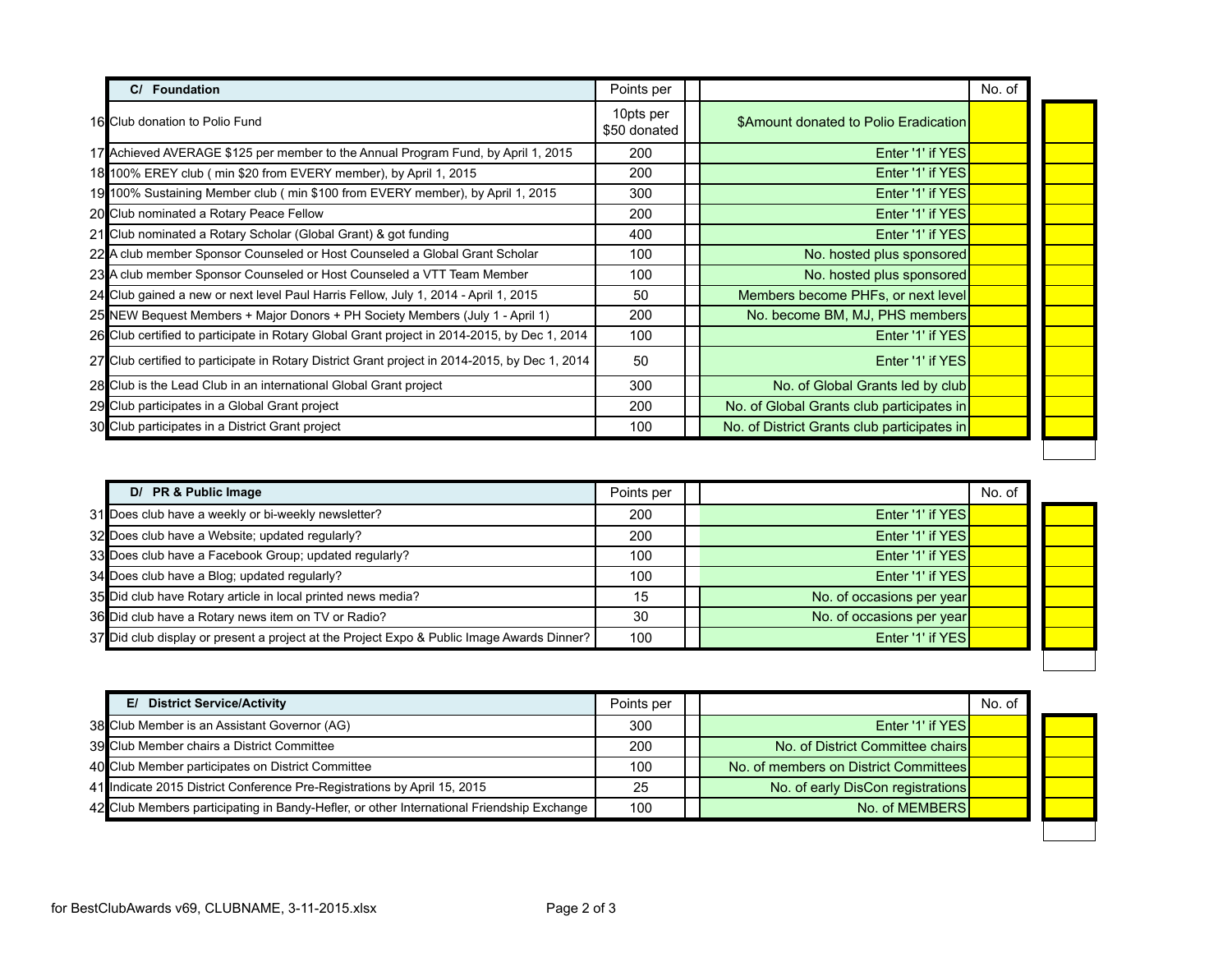| | C/ Foundation | Points per | | No. of | |
|---|---|---|---|---|---|
| 16 | Club donation to Polio Fund | 10pts per $50 donated | $Amount donated to Polio Eradication | | |
| 17 | Achieved AVERAGE $125 per member to the Annual Program Fund, by April 1, 2015 | 200 | Enter '1' if YES | | |
| 18 | 100% EREY club ( min $20 from EVERY member), by April 1, 2015 | 200 | Enter '1' if YES | | |
| 19 | 100% Sustaining Member club ( min $100 from EVERY member), by April 1, 2015 | 300 | Enter '1' if YES | | |
| 20 | Club nominated a Rotary Peace Fellow | 200 | Enter '1' if YES | | |
| 21 | Club nominated a Rotary Scholar (Global Grant) & got funding | 400 | Enter '1' if YES | | |
| 22 | A club member Sponsor Counseled or Host Counseled a Global Grant Scholar | 100 | No. hosted plus sponsored | | |
| 23 | A club member Sponsor Counseled or Host Counseled a VTT Team Member | 100 | No. hosted plus sponsored | | |
| 24 | Club gained a new or next level Paul Harris Fellow, July 1, 2014 - April 1, 2015 | 50 | Members become PHFs, or next level | | |
| 25 | NEW Bequest Members + Major Donors + PH Society Members (July 1 - April 1) | 200 | No. become BM, MJ, PHS members | | |
| 26 | Club certified to participate in Rotary Global Grant project in 2014-2015, by Dec 1, 2014 | 100 | Enter '1' if YES | | |
| 27 | Club certified to participate in Rotary District Grant project in 2014-2015, by Dec 1, 2014 | 50 | Enter '1' if YES | | |
| 28 | Club is the Lead Club in an international Global Grant project | 300 | No. of Global Grants led by club | | |
| 29 | Club participates in a Global Grant project | 200 | No. of Global Grants club participates in | | |
| 30 | Club participates in a District Grant project | 100 | No. of District Grants club participates in | | |

| | D/ PR & Public Image | Points per | | No. of | |
|---|---|---|---|---|---|
| 31 | Does club have a weekly or bi-weekly newsletter? | 200 | Enter '1' if YES | | |
| 32 | Does club have a Website; updated regularly? | 200 | Enter '1' if YES | | |
| 33 | Does club have a Facebook Group; updated regularly? | 100 | Enter '1' if YES | | |
| 34 | Does club have a Blog; updated regularly? | 100 | Enter '1' if YES | | |
| 35 | Did club have Rotary article in local printed news media? | 15 | No. of occasions per year | | |
| 36 | Did club have a Rotary news item on TV or Radio? | 30 | No. of occasions per year | | |
| 37 | Did club display or present a project at the Project Expo & Public Image Awards Dinner? | 100 | Enter '1' if YES | | |

| | E/ District Service/Activity | Points per | | No. of | |
|---|---|---|---|---|---|
| 38 | Club Member is an Assistant Governor (AG) | 300 | Enter '1' if YES | | |
| 39 | Club Member chairs a District Committee | 200 | No. of District Committee chairs | | |
| 40 | Club Member participates on District Committee | 100 | No. of members on District Committees | | |
| 41 | Indicate 2015 District Conference Pre-Registrations by April 15, 2015 | 25 | No. of early DisCon registrations | | |
| 42 | Club Members participating in Bandy-Hefler, or other International Friendship Exchange | 100 | No. of MEMBERS | | |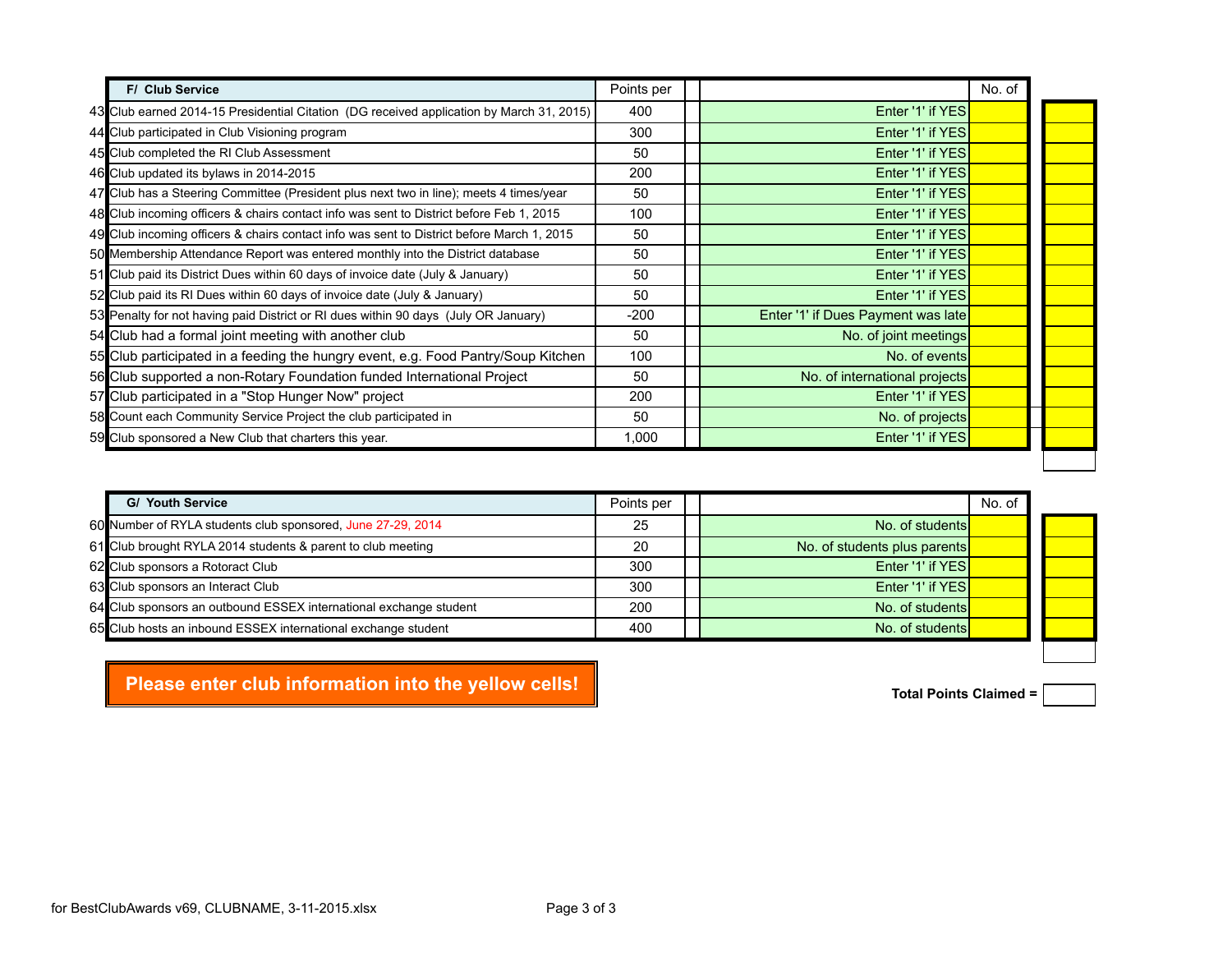| | F/ Club Service | Points per | | | No. of | |
|---|---|---|---|---|---|---|
| 43 | Club earned 2014-15 Presidential Citation (DG received application by March 31, 2015) | 400 | | Enter '1' if YES | | |
| 44 | Club participated in Club Visioning program | 300 | | Enter '1' if YES | | |
| 45 | Club completed the RI Club Assessment | 50 | | Enter '1' if YES | | |
| 46 | Club updated its bylaws in 2014-2015 | 200 | | Enter '1' if YES | | |
| 47 | Club has a Steering Committee (President plus next two in line); meets 4 times/year | 50 | | Enter '1' if YES | | |
| 48 | Club incoming officers & chairs contact info was sent to District before Feb 1, 2015 | 100 | | Enter '1' if YES | | |
| 49 | Club incoming officers & chairs contact info was sent to District before March 1, 2015 | 50 | | Enter '1' if YES | | |
| 50 | Membership Attendance Report was entered monthly into the District database | 50 | | Enter '1' if YES | | |
| 51 | Club paid its District Dues within 60 days of invoice date (July & January) | 50 | | Enter '1' if YES | | |
| 52 | Club paid its RI Dues within 60 days of invoice date (July & January) | 50 | | Enter '1' if YES | | |
| 53 | Penalty for not having paid District or RI dues within 90 days (July OR January) | -200 | | Enter '1' if Dues Payment was late | | |
| 54 | Club had a formal joint meeting with another club | 50 | | No. of joint meetings | | |
| 55 | Club participated in a feeding the hungry event, e.g. Food Pantry/Soup Kitchen | 100 | | No. of events | | |
| 56 | Club supported a non-Rotary Foundation funded International Project | 50 | | No. of international projects | | |
| 57 | Club participated in a "Stop Hunger Now" project | 200 | | Enter '1' if YES | | |
| 58 | Count each Community Service Project the club participated in | 50 | | No. of projects | | |
| 59 | Club sponsored a New Club that charters this year. | 1,000 | | Enter '1' if YES | | |

| | G/ Youth Service | Points per | | | No. of | |
|---|---|---|---|---|---|---|
| 60 | Number of RYLA students club sponsored, June 27-29, 2014 | 25 | | No. of students | | |
| 61 | Club brought RYLA 2014 students & parent to club meeting | 20 | | No. of students plus parents | | |
| 62 | Club sponsors a Rotoract Club | 300 | | Enter '1' if YES | | |
| 63 | Club sponsors an Interact Club | 300 | | Enter '1' if YES | | |
| 64 | Club sponsors an outbound ESSEX international exchange student | 200 | | No. of students | | |
| 65 | Club hosts an inbound ESSEX international exchange student | 400 | | No. of students | | |

**Please enter club information into the yellow cells!**

**Total Points Claimed =**

for BestClubAwards v69, CLUBNAME, 3-11-2015.xlsx